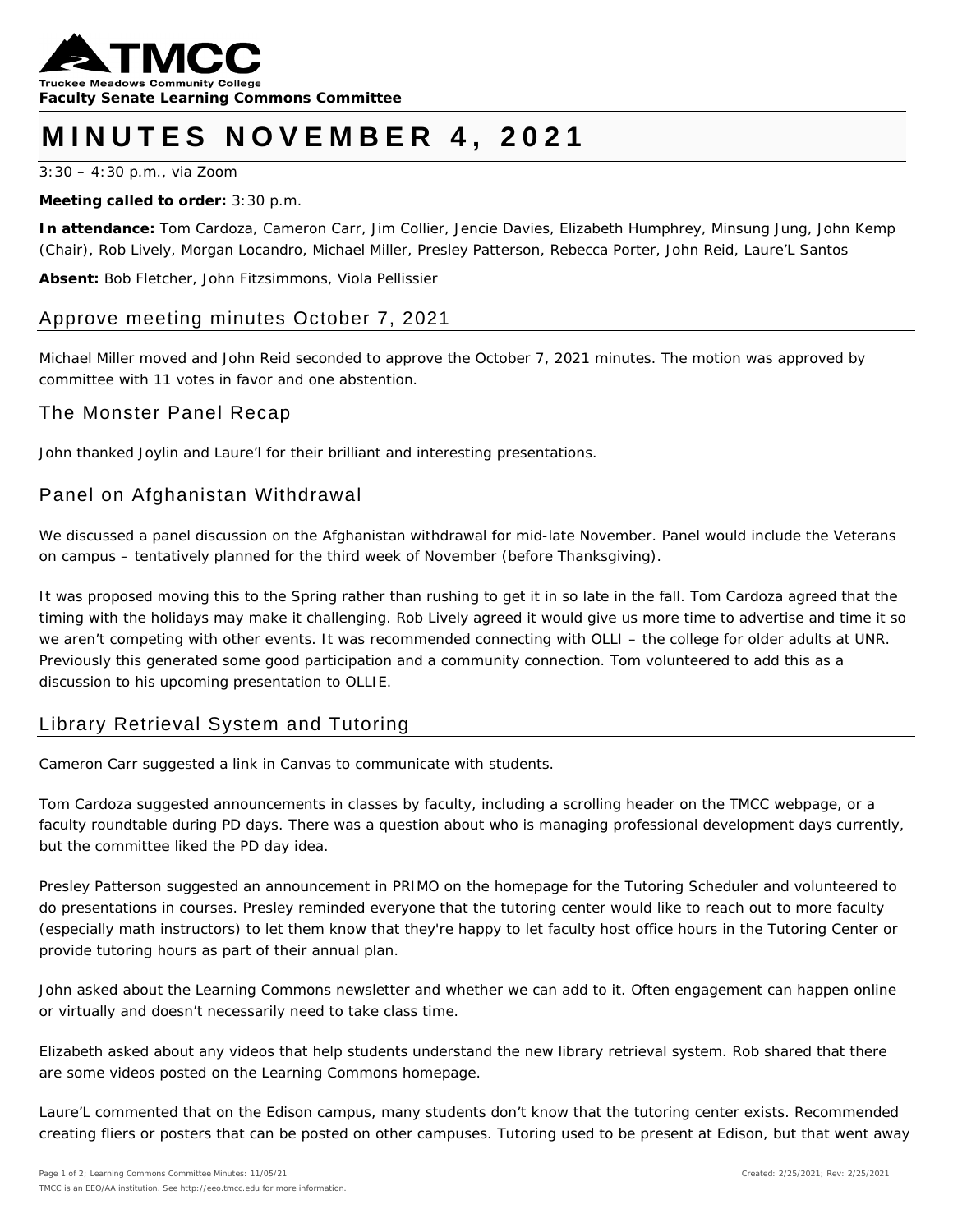**Faculty Senate Learning Commons Committee**

# MINUTES NOVEMBER 4, 2021

3:30 – 4:30 p.m., via Zoom

**Meeting called to order:** 3:30 p.m.

**In attendance:** Tom Cardoza, Cameron Carr, Jim Collier, Jencie Davies, Elizabeth Humphrey, Minsung Jung, John Kemp (Chair), Rob Lively, Morgan Locandro, Michael Miller, Presley Patterson, Rebecca Porter, John Reid, Laure'L Santos

**Absent:** Bob Fletcher, John Fitzsimmons, Viola Pellissier

## Approve meeting minutes October 7, 2021

Michael Miller moved and John Reid seconded to approve the October 7, 2021 minutes. The motion was approved by committee with 11 votes in favor and one abstention.

## The Monster Panel Recap

John thanked Joylin and Laure'l for their brilliant and interesting presentations.

## Panel on Afghanistan Withdrawal

We discussed a panel discussion on the Afghanistan withdrawal for mid-late November. Panel would include the Veterans on campus – tentatively planned for the third week of November (before Thanksgiving).

It was proposed moving this to the Spring rather than rushing to get it in so late in the fall. Tom Cardoza agreed that the timing with the holidays may make it challenging. Rob Lively agreed it would give us more time to advertise and time it so we aren't competing with other events. It was recommended connecting with OLLI – the college for older adults at UNR. Previously this generated some good participation and a community connection. Tom volunteered to add this as a discussion to his upcoming presentation to OLLIE.

## Library Retrieval System and Tutoring

Cameron Carr suggested a link in Canvas to communicate with students.

Tom Cardoza suggested announcements in classes by faculty, including a scrolling header on the TMCC webpage, or a faculty roundtable during PD days. There was a question about who is managing professional development days currently, but the committee liked the PD day idea.

Presley Patterson suggested an announcement in PRIMO on the homepage for the Tutoring Scheduler and volunteered to do presentations in courses. Presley reminded everyone that the tutoring center would like to reach out to more faculty (especially math instructors) to let them know that they're happy to let faculty host office hours in the Tutoring Center or provide tutoring hours as part of their annual plan.

John asked about the Learning Commons newsletter and whether we can add to it. Often engagement can happen online or virtually and doesn't necessarily need to take class time.

Elizabeth asked about any videos that help students understand the new library retrieval system. Rob shared that there are some videos posted on the Learning Commons homepage.

Laure'L commented that on the Edison campus, many students don't know that the tutoring center exists. Recommended creating fliers or posters that can be posted on other campuses. Tutoring used to be present at Edison, but that went away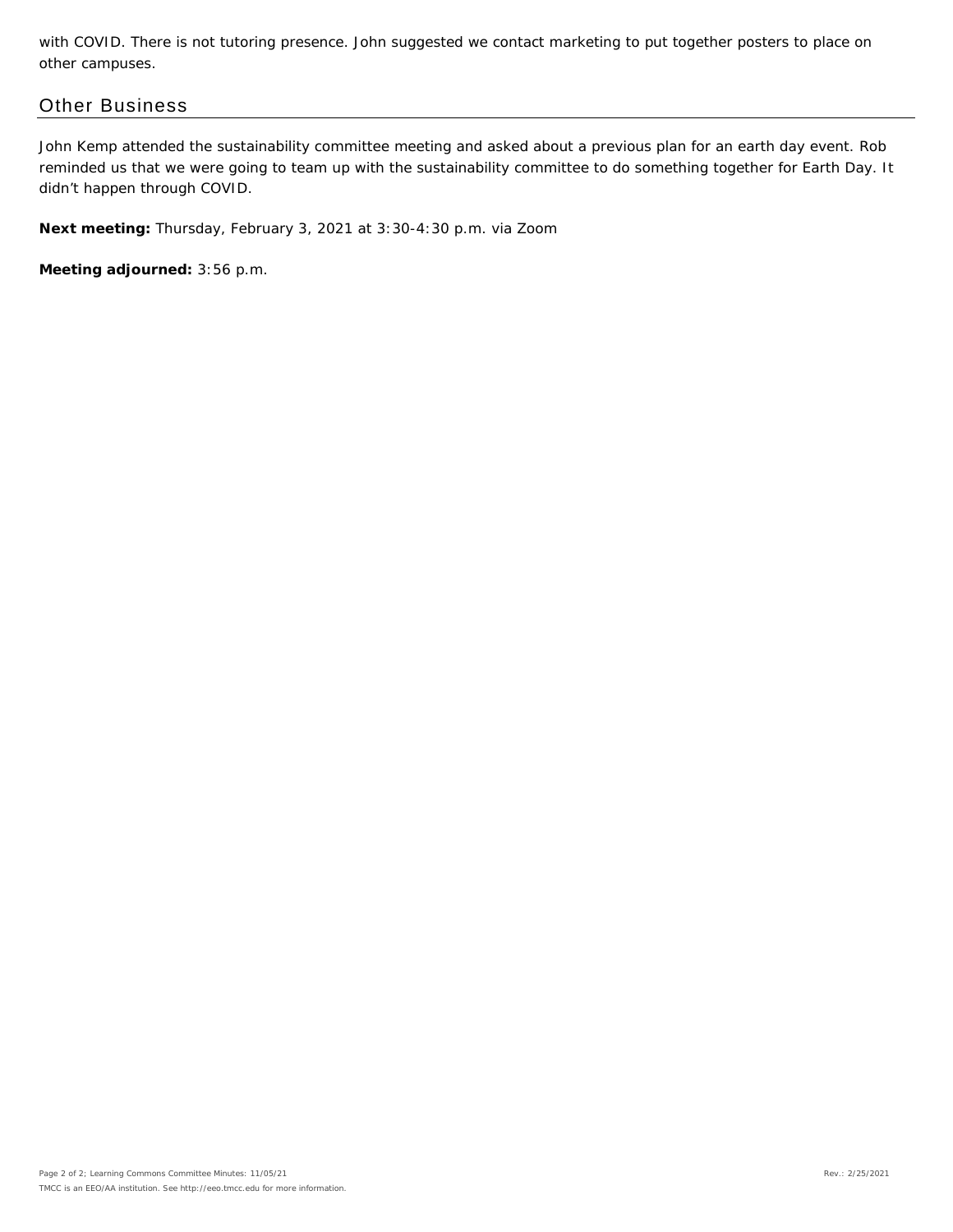with COVID. There is not tutoring presence. John suggested we contact marketing to put together posters to place on other campuses.

## Other Business

John Kemp attended the sustainability committee meeting and asked about a previous plan for an earth day event. Rob reminded us that we were going to team up with the sustainability committee to do something together for Earth Day. It didn't happen through COVID.

**Next meeting:** Thursday, February 3, 2021 at 3:30-4:30 p.m. via Zoom

**Meeting adjourned:** 3:56 p.m.